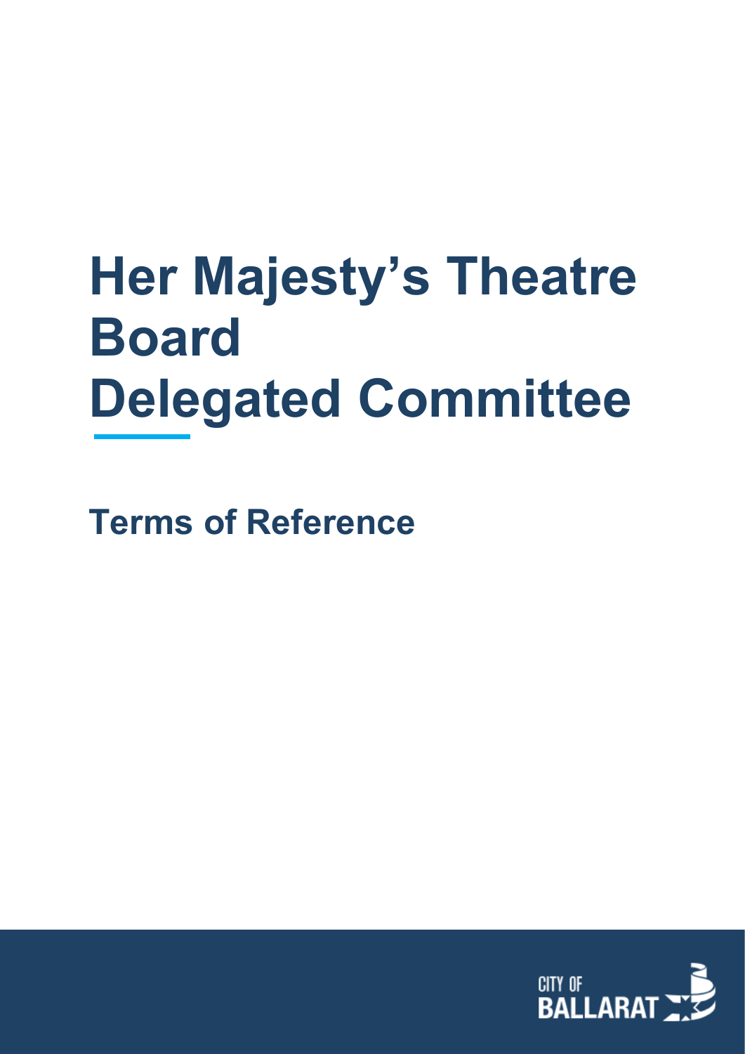# Her Majesty's Theatre Board Delegated Committee

## Terms of Reference

CITY OF BALLARAT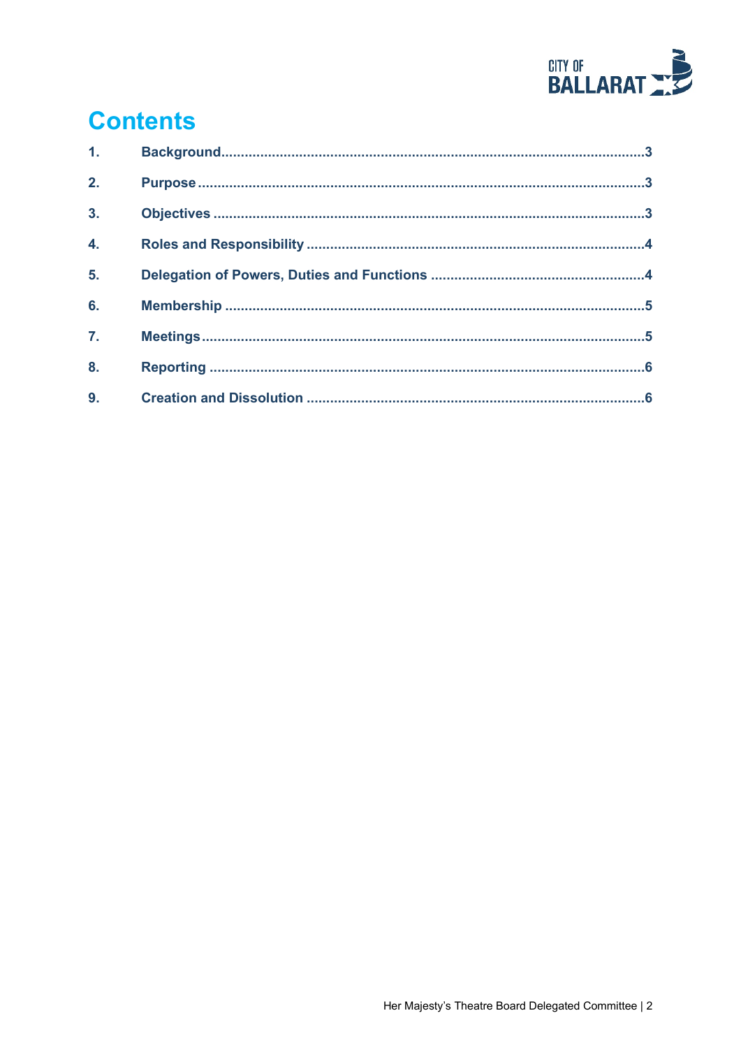# Contents

| | | |
|---|---|---|
| 1. | Background | 3 |
| 2. | Purpose | 3 |
| 3. | Objectives | 3 |
| 4. | Roles and Responsibility | 4 |
| 5. | Delegation of Powers, Duties and Functions | 4 |
| 6. | Membership | 5 |
| 7. | Meetings | 5 |
| 8. | Reporting | 6 |
| 9. | Creation and Dissolution | 6 |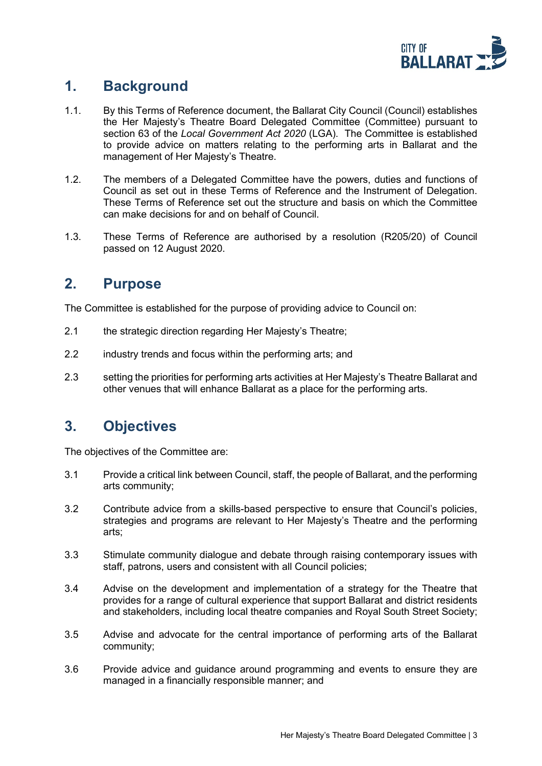## 1. Background

1.1. By this Terms of Reference document, the Ballarat City Council (Council) establishes the Her Majesty's Theatre Board Delegated Committee (Committee) pursuant to section 63 of the *Local Government Act 2020* (LGA). The Committee is established to provide advice on matters relating to the performing arts in Ballarat and the management of Her Majesty's Theatre.

1.2. The members of a Delegated Committee have the powers, duties and functions of Council as set out in these Terms of Reference and the Instrument of Delegation. These Terms of Reference set out the structure and basis on which the Committee can make decisions for and on behalf of Council.

1.3. These Terms of Reference are authorised by a resolution (R205/20) of Council passed on 12 August 2020.

## 2. Purpose

The Committee is established for the purpose of providing advice to Council on:

2.1 the strategic direction regarding Her Majesty's Theatre;

2.2 industry trends and focus within the performing arts; and

2.3 setting the priorities for performing arts activities at Her Majesty's Theatre Ballarat and other venues that will enhance Ballarat as a place for the performing arts.

## 3. Objectives

The objectives of the Committee are:

3.1 Provide a critical link between Council, staff, the people of Ballarat, and the performing arts community;

3.2 Contribute advice from a skills-based perspective to ensure that Council's policies, strategies and programs are relevant to Her Majesty's Theatre and the performing arts;

3.3 Stimulate community dialogue and debate through raising contemporary issues with staff, patrons, users and consistent with all Council policies;

3.4 Advise on the development and implementation of a strategy for the Theatre that provides for a range of cultural experience that support Ballarat and district residents and stakeholders, including local theatre companies and Royal South Street Society;

3.5 Advise and advocate for the central importance of performing arts of the Ballarat community;

3.6 Provide advice and guidance around programming and events to ensure they are managed in a financially responsible manner; and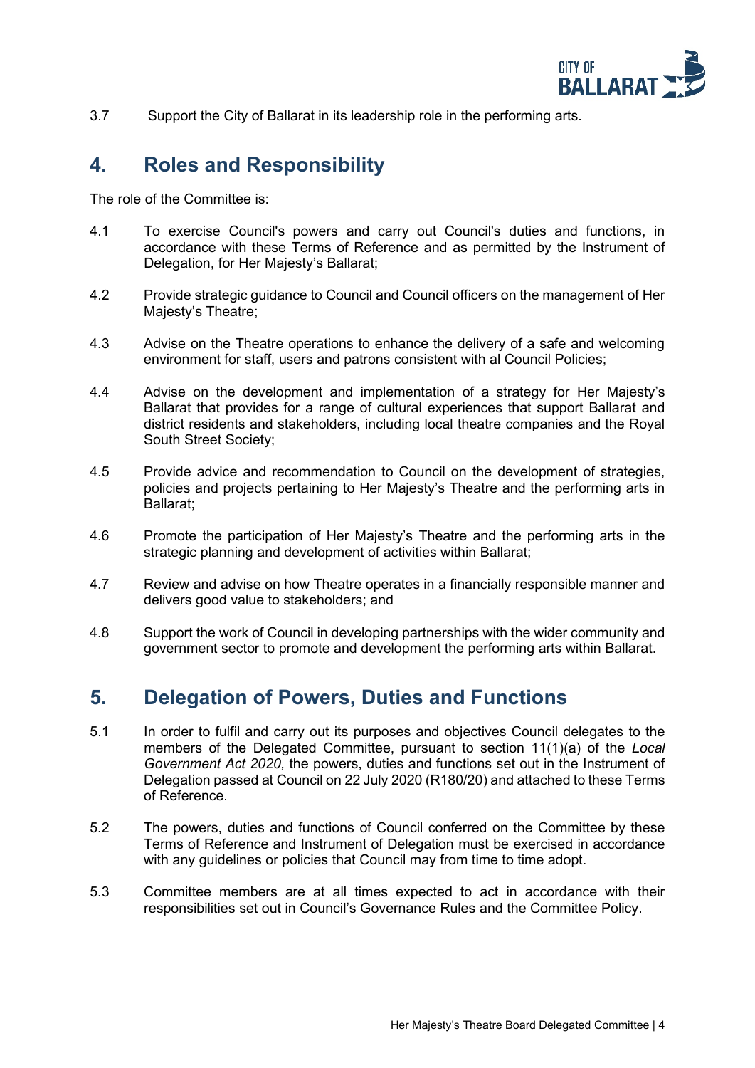3.7 Support the City of Ballarat in its leadership role in the performing arts.

## 4. Roles and Responsibility

The role of the Committee is:

4.1 To exercise Council's powers and carry out Council's duties and functions, in accordance with these Terms of Reference and as permitted by the Instrument of Delegation, for Her Majesty's Ballarat;

4.2 Provide strategic guidance to Council and Council officers on the management of Her Majesty's Theatre;

4.3 Advise on the Theatre operations to enhance the delivery of a safe and welcoming environment for staff, users and patrons consistent with al Council Policies;

4.4 Advise on the development and implementation of a strategy for Her Majesty's Ballarat that provides for a range of cultural experiences that support Ballarat and district residents and stakeholders, including local theatre companies and the Royal South Street Society;

4.5 Provide advice and recommendation to Council on the development of strategies, policies and projects pertaining to Her Majesty's Theatre and the performing arts in Ballarat;

4.6 Promote the participation of Her Majesty's Theatre and the performing arts in the strategic planning and development of activities within Ballarat;

4.7 Review and advise on how Theatre operates in a financially responsible manner and delivers good value to stakeholders; and

4.8 Support the work of Council in developing partnerships with the wider community and government sector to promote and development the performing arts within Ballarat.

## 5. Delegation of Powers, Duties and Functions

5.1 In order to fulfil and carry out its purposes and objectives Council delegates to the members of the Delegated Committee, pursuant to section 11(1)(a) of the *Local Government Act 2020,* the powers, duties and functions set out in the Instrument of Delegation passed at Council on 22 July 2020 (R180/20) and attached to these Terms of Reference.

5.2 The powers, duties and functions of Council conferred on the Committee by these Terms of Reference and Instrument of Delegation must be exercised in accordance with any guidelines or policies that Council may from time to time adopt.

5.3 Committee members are at all times expected to act in accordance with their responsibilities set out in Council's Governance Rules and the Committee Policy.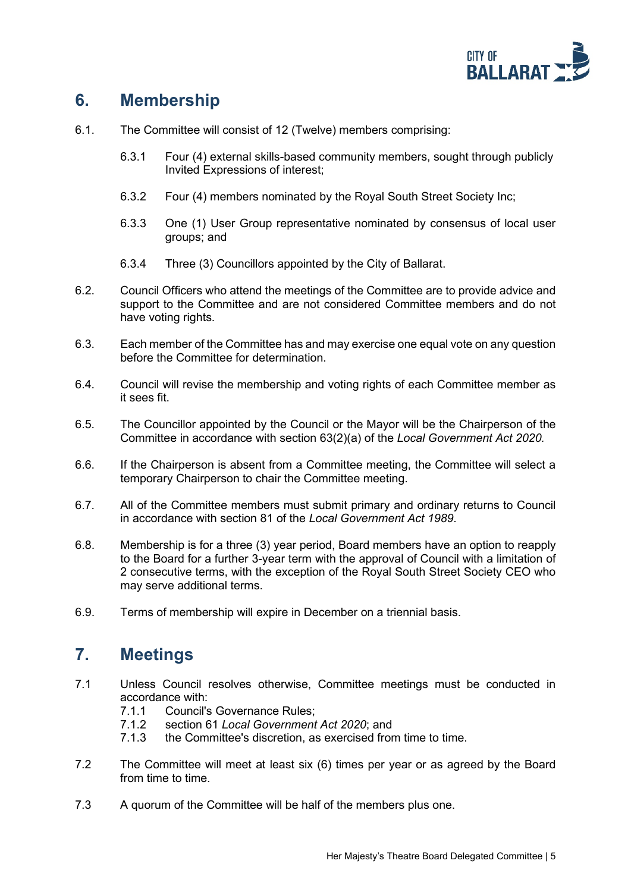## 6. Membership

6.1. The Committee will consist of 12 (Twelve) members comprising:

6.3.1 Four (4) external skills-based community members, sought through publicly Invited Expressions of interest;

6.3.2 Four (4) members nominated by the Royal South Street Society Inc;

6.3.3 One (1) User Group representative nominated by consensus of local user groups; and

6.3.4 Three (3) Councillors appointed by the City of Ballarat.

6.2. Council Officers who attend the meetings of the Committee are to provide advice and support to the Committee and are not considered Committee members and do not have voting rights.

6.3. Each member of the Committee has and may exercise one equal vote on any question before the Committee for determination.

6.4. Council will revise the membership and voting rights of each Committee member as it sees fit.

6.5. The Councillor appointed by the Council or the Mayor will be the Chairperson of the Committee in accordance with section 63(2)(a) of the *Local Government Act 2020.*

6.6. If the Chairperson is absent from a Committee meeting, the Committee will select a temporary Chairperson to chair the Committee meeting.

6.7. All of the Committee members must submit primary and ordinary returns to Council in accordance with section 81 of the *Local Government Act 1989*.

6.8. Membership is for a three (3) year period, Board members have an option to reapply to the Board for a further 3-year term with the approval of Council with a limitation of 2 consecutive terms, with the exception of the Royal South Street Society CEO who may serve additional terms.

6.9. Terms of membership will expire in December on a triennial basis.

## 7. Meetings

7.1 Unless Council resolves otherwise, Committee meetings must be conducted in accordance with:

7.1.1 Council's Governance Rules;

7.1.2 section 61 *Local Government Act 2020*; and

7.1.3 the Committee's discretion, as exercised from time to time.

7.2 The Committee will meet at least six (6) times per year or as agreed by the Board from time to time.

7.3 A quorum of the Committee will be half of the members plus one.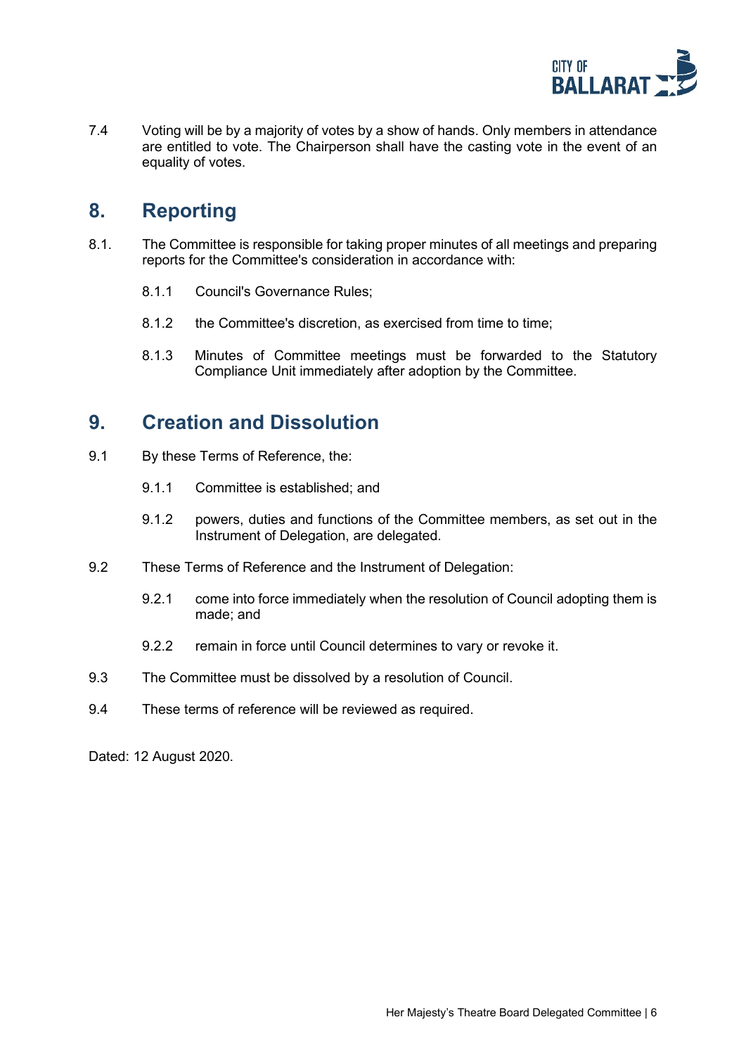7.4 Voting will be by a majority of votes by a show of hands. Only members in attendance are entitled to vote. The Chairperson shall have the casting vote in the event of an equality of votes.

## 8. Reporting

8.1. The Committee is responsible for taking proper minutes of all meetings and preparing reports for the Committee's consideration in accordance with:

8.1.1 Council's Governance Rules;

8.1.2 the Committee's discretion, as exercised from time to time;

8.1.3 Minutes of Committee meetings must be forwarded to the Statutory Compliance Unit immediately after adoption by the Committee.

## 9. Creation and Dissolution

9.1 By these Terms of Reference, the:

9.1.1 Committee is established; and

9.1.2 powers, duties and functions of the Committee members, as set out in the Instrument of Delegation, are delegated.

9.2 These Terms of Reference and the Instrument of Delegation:

9.2.1 come into force immediately when the resolution of Council adopting them is made; and

9.2.2 remain in force until Council determines to vary or revoke it.

9.3 The Committee must be dissolved by a resolution of Council.

9.4 These terms of reference will be reviewed as required.

Dated: 12 August 2020.